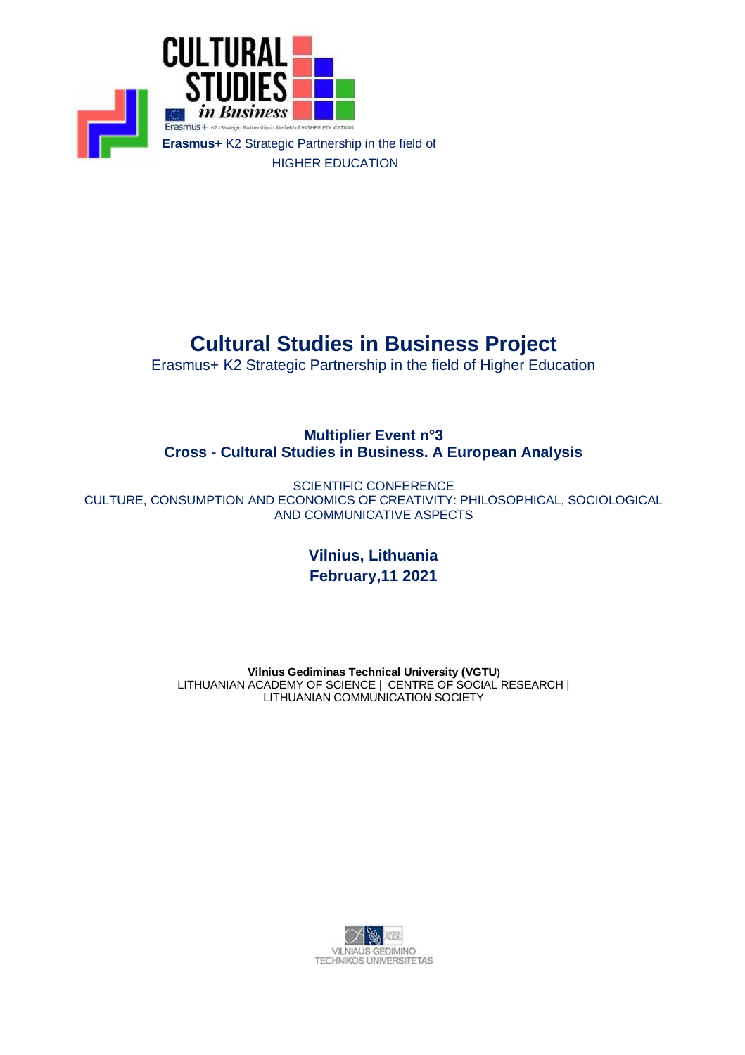**Erasmus+** K2 Strategic Partnership in the field of HIGHER EDUCATION

# Cultural Studies in Business Project

Erasmus+ K2 Strategic Partnership in the field of Higher Education

## Multiplier Event n°3
## Cross - Cultural Studies in Business. A European Analysis

SCIENTIFIC CONFERENCE
CULTURE, CONSUMPTION AND ECONOMICS OF CREATIVITY: PHILOSOPHICAL, SOCIOLOGICAL AND COMMUNICATIVE ASPECTS

**Vilnius, Lithuania**
**February,11 2021**

**Vilnius Gediminas Technical University (VGTU)**
LITHUANIAN ACADEMY OF SCIENCE | CENTRE OF SOCIAL RESEARCH | LITHUANIAN COMMUNICATION SOCIETY

VILNIAUS GEDIMINO TECHNIKOS UNIVERSITETAS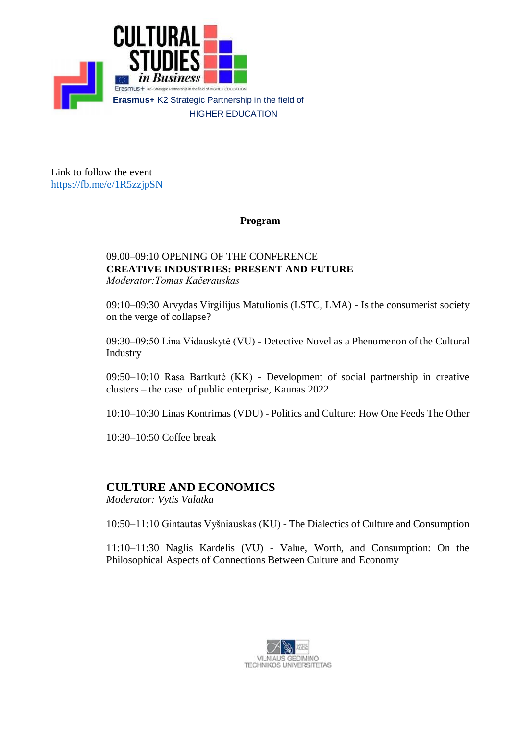Erasmus+ K2 Strategic Partnership in the field of HIGHER EDUCATION

Link to follow the event
https://fb.me/e/1R5zzjpSN

**Program**

09.00–09:10 OPENING OF THE CONFERENCE
**CREATIVE INDUSTRIES: PRESENT AND FUTURE**
*Moderator:Tomas Kačerauskas*

09:10–09:30 Arvydas Virgilijus Matulionis (LSTC, LMA) - Is the consumerist society on the verge of collapse?

09:30–09:50 Lina Vidauskytė (VU) - Detective Novel as a Phenomenon of the Cultural Industry

09:50–10:10 Rasa Bartkutė (KK) - Development of social partnership in creative clusters – the case of public enterprise, Kaunas 2022

10:10–10:30 Linas Kontrimas (VDU) - Politics and Culture: How One Feeds The Other

10:30–10:50 Coffee break

## CULTURE AND ECONOMICS

*Moderator: Vytis Valatka*

10:50–11:10 Gintautas Vyšniauskas (KU) - The Dialectics of Culture and Consumption

11:10–11:30 Naglis Kardelis (VU) - Value, Worth, and Consumption: On the Philosophical Aspects of Connections Between Culture and Economy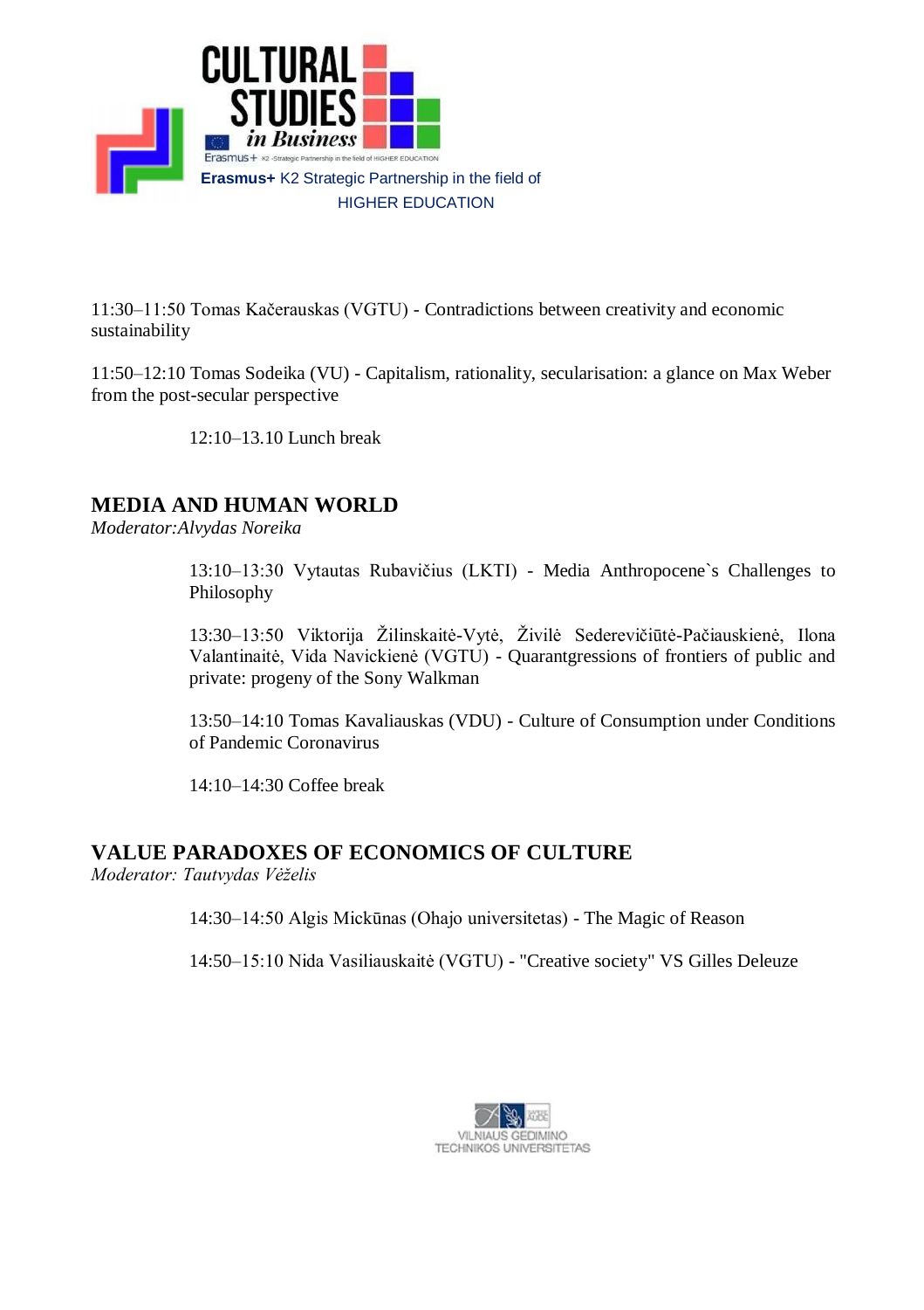11:30–11:50 Tomas Kačerauskas (VGTU) - Contradictions between creativity and economic sustainability

11:50–12:10 Tomas Sodeika (VU) - Capitalism, rationality, secularisation: a glance on Max Weber from the post-secular perspective

12:10–13.10 Lunch break

## MEDIA AND HUMAN WORLD

*Moderator:Alvydas Noreika*

13:10–13:30 Vytautas Rubavičius (LKTI) - Media Anthropocene`s Challenges to Philosophy

13:30–13:50 Viktorija Žilinskaitė-Vytė, Živilė Sederevičiūtė-Pačiauskienė, Ilona Valantinaitė, Vida Navickienė (VGTU) - Quarantgressions of frontiers of public and private: progeny of the Sony Walkman

13:50–14:10 Tomas Kavaliauskas (VDU) - Culture of Consumption under Conditions of Pandemic Coronavirus

14:10–14:30 Coffee break

## VALUE PARADOXES OF ECONOMICS OF CULTURE

*Moderator: Tautvydas Vėželis*

14:30–14:50 Algis Mickūnas (Ohajo universitetas) - The Magic of Reason

14:50–15:10 Nida Vasiliauskaitė (VGTU) - "Creative society" VS Gilles Deleuze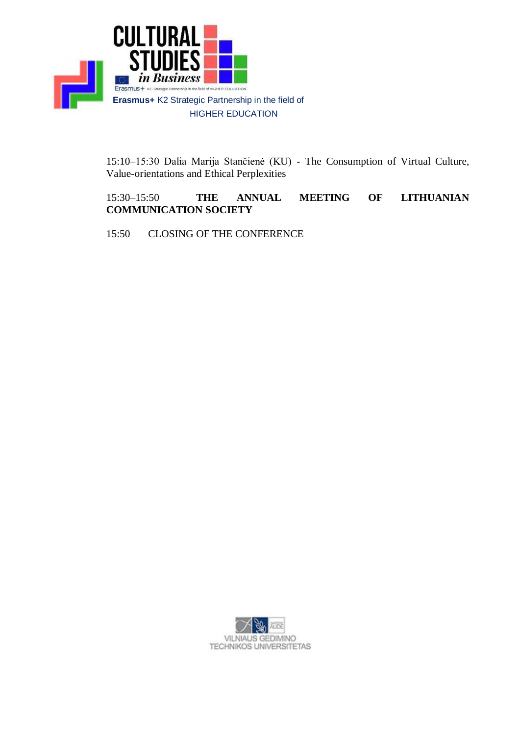15:10–15:30 Dalia Marija Stančienė (KU) - The Consumption of Virtual Culture, Value-orientations and Ethical Perplexities

15:30–15:50 **THE ANNUAL MEETING OF LITHUANIAN COMMUNICATION SOCIETY**

15:50 CLOSING OF THE CONFERENCE